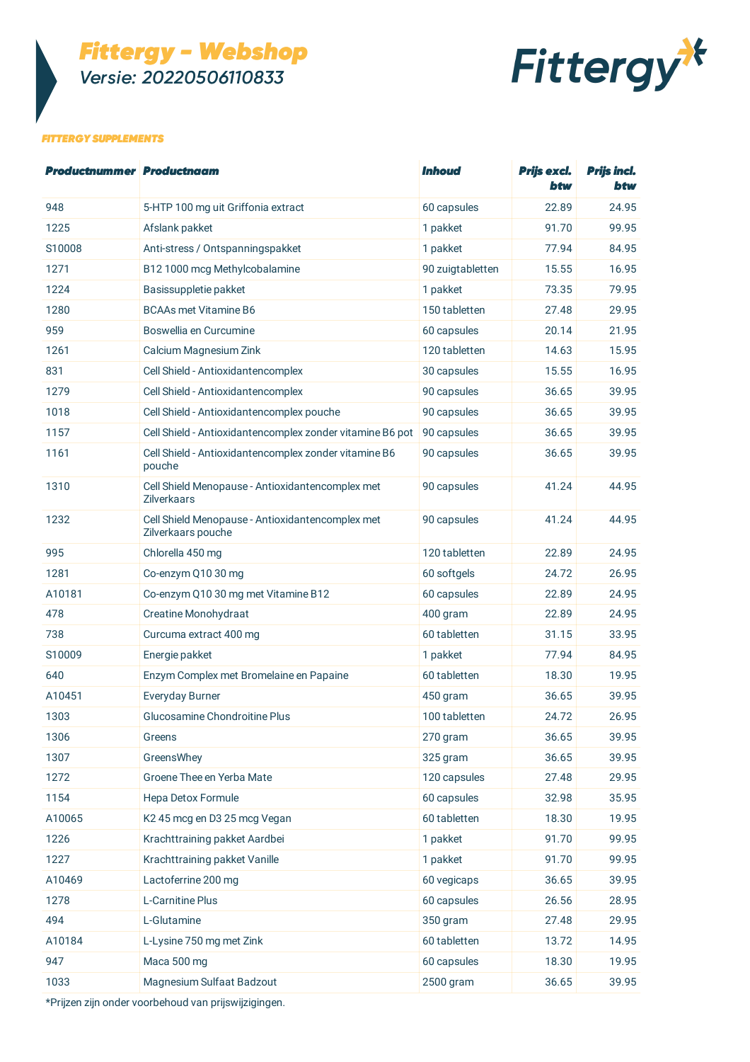# Fittergy - Webshop

Versie: 20220506110833

## FITTERGY SUPPLEMENTS

| Productnummer | Productnaam | Inhoud | Prijs excl. btw | Prijs incl. btw |
|---|---|---|---|---|
| 948 | 5-HTP 100 mg uit Griffonia extract | 60 capsules | 22.89 | 24.95 |
| 1225 | Afslank pakket | 1 pakket | 91.70 | 99.95 |
| S10008 | Anti-stress / Ontspanningspakket | 1 pakket | 77.94 | 84.95 |
| 1271 | B12 1000 mcg Methylcobalamine | 90 zuigtabletten | 15.55 | 16.95 |
| 1224 | Basissuppletie pakket | 1 pakket | 73.35 | 79.95 |
| 1280 | BCAAs met Vitamine B6 | 150 tabletten | 27.48 | 29.95 |
| 959 | Boswellia en Curcumine | 60 capsules | 20.14 | 21.95 |
| 1261 | Calcium Magnesium Zink | 120 tabletten | 14.63 | 15.95 |
| 831 | Cell Shield - Antioxidantencomplex | 30 capsules | 15.55 | 16.95 |
| 1279 | Cell Shield - Antioxidantencomplex | 90 capsules | 36.65 | 39.95 |
| 1018 | Cell Shield - Antioxidantencomplex pouche | 90 capsules | 36.65 | 39.95 |
| 1157 | Cell Shield - Antioxidantencomplex zonder vitamine B6 pot | 90 capsules | 36.65 | 39.95 |
| 1161 | Cell Shield - Antioxidantencomplex zonder vitamine B6 pouche | 90 capsules | 36.65 | 39.95 |
| 1310 | Cell Shield Menopause - Antioxidantencomplex met Zilverkaars | 90 capsules | 41.24 | 44.95 |
| 1232 | Cell Shield Menopause - Antioxidantencomplex met Zilverkaars pouche | 90 capsules | 41.24 | 44.95 |
| 995 | Chlorella 450 mg | 120 tabletten | 22.89 | 24.95 |
| 1281 | Co-enzym Q10 30 mg | 60 softgels | 24.72 | 26.95 |
| A10181 | Co-enzym Q10 30 mg met Vitamine B12 | 60 capsules | 22.89 | 24.95 |
| 478 | Creatine Monohydraat | 400 gram | 22.89 | 24.95 |
| 738 | Curcuma extract 400 mg | 60 tabletten | 31.15 | 33.95 |
| S10009 | Energie pakket | 1 pakket | 77.94 | 84.95 |
| 640 | Enzym Complex met Bromelaine en Papaine | 60 tabletten | 18.30 | 19.95 |
| A10451 | Everyday Burner | 450 gram | 36.65 | 39.95 |
| 1303 | Glucosamine Chondroitine Plus | 100 tabletten | 24.72 | 26.95 |
| 1306 | Greens | 270 gram | 36.65 | 39.95 |
| 1307 | GreensWhey | 325 gram | 36.65 | 39.95 |
| 1272 | Groene Thee en Yerba Mate | 120 capsules | 27.48 | 29.95 |
| 1154 | Hepa Detox Formule | 60 capsules | 32.98 | 35.95 |
| A10065 | K2 45 mcg en D3 25 mcg Vegan | 60 tabletten | 18.30 | 19.95 |
| 1226 | Krachttraining pakket Aardbei | 1 pakket | 91.70 | 99.95 |
| 1227 | Krachttraining pakket Vanille | 1 pakket | 91.70 | 99.95 |
| A10469 | Lactoferrine 200 mg | 60 vegicaps | 36.65 | 39.95 |
| 1278 | L-Carnitine Plus | 60 capsules | 26.56 | 28.95 |
| 494 | L-Glutamine | 350 gram | 27.48 | 29.95 |
| A10184 | L-Lysine 750 mg met Zink | 60 tabletten | 13.72 | 14.95 |
| 947 | Maca 500 mg | 60 capsules | 18.30 | 19.95 |
| 1033 | Magnesium Sulfaat Badzout | 2500 gram | 36.65 | 39.95 |

*Prijzen zijn onder voorbehoud van prijswijzigingen.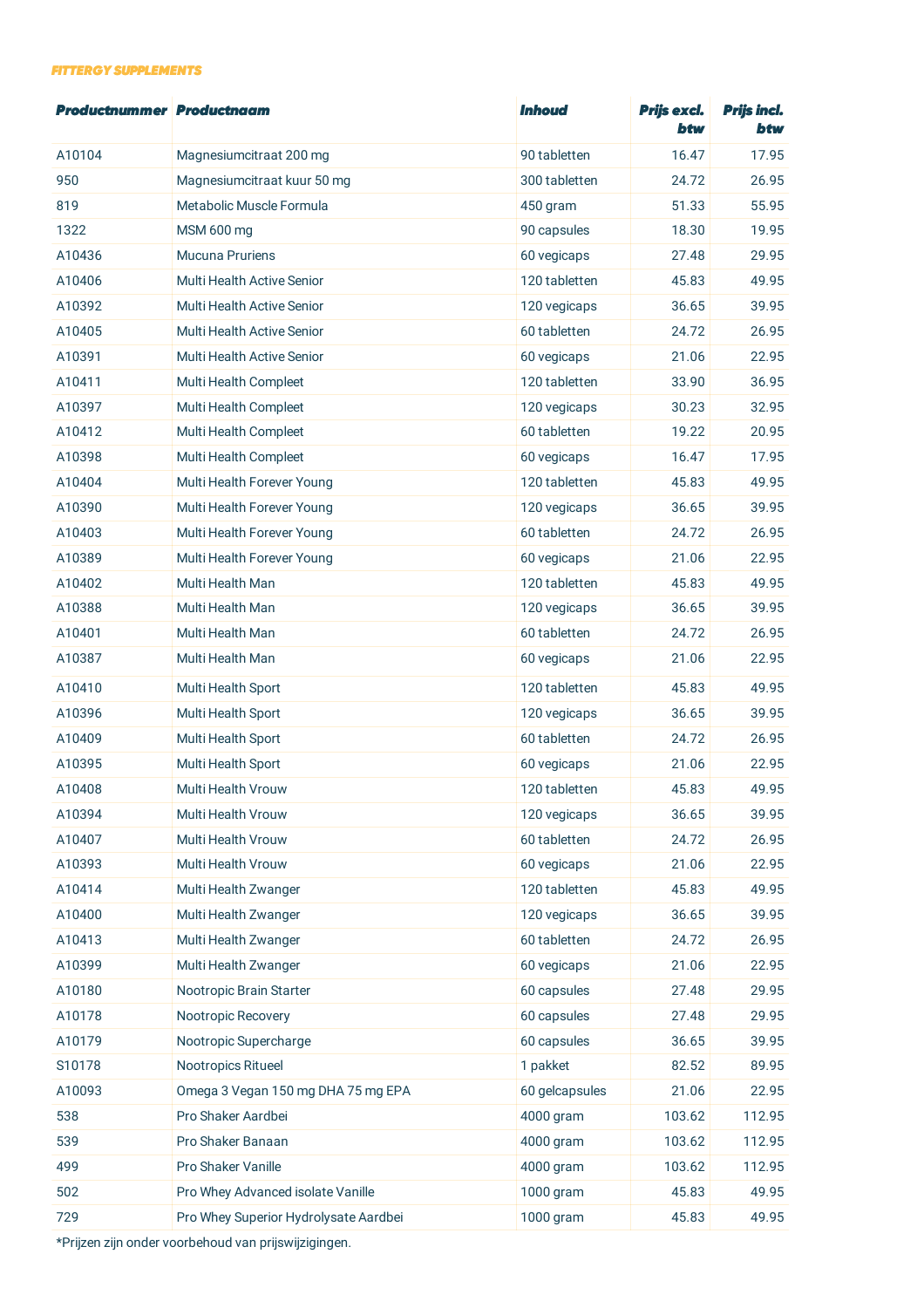**FITTERGY SUPPLEMENTS**

| Productnummer | Productnaam | Inhoud | Prijs excl. btw | Prijs incl. btw |
|---|---|---|---:|---:|
| A10104 | Magnesiumcitraat 200 mg | 90 tabletten | 16.47 | 17.95 |
| 950 | Magnesiumcitraat kuur 50 mg | 300 tabletten | 24.72 | 26.95 |
| 819 | Metabolic Muscle Formula | 450 gram | 51.33 | 55.95 |
| 1322 | MSM 600 mg | 90 capsules | 18.30 | 19.95 |
| A10436 | Mucuna Pruriens | 60 vegicaps | 27.48 | 29.95 |
| A10406 | Multi Health Active Senior | 120 tabletten | 45.83 | 49.95 |
| A10392 | Multi Health Active Senior | 120 vegicaps | 36.65 | 39.95 |
| A10405 | Multi Health Active Senior | 60 tabletten | 24.72 | 26.95 |
| A10391 | Multi Health Active Senior | 60 vegicaps | 21.06 | 22.95 |
| A10411 | Multi Health Compleet | 120 tabletten | 33.90 | 36.95 |
| A10397 | Multi Health Compleet | 120 vegicaps | 30.23 | 32.95 |
| A10412 | Multi Health Compleet | 60 tabletten | 19.22 | 20.95 |
| A10398 | Multi Health Compleet | 60 vegicaps | 16.47 | 17.95 |
| A10404 | Multi Health Forever Young | 120 tabletten | 45.83 | 49.95 |
| A10390 | Multi Health Forever Young | 120 vegicaps | 36.65 | 39.95 |
| A10403 | Multi Health Forever Young | 60 tabletten | 24.72 | 26.95 |
| A10389 | Multi Health Forever Young | 60 vegicaps | 21.06 | 22.95 |
| A10402 | Multi Health Man | 120 tabletten | 45.83 | 49.95 |
| A10388 | Multi Health Man | 120 vegicaps | 36.65 | 39.95 |
| A10401 | Multi Health Man | 60 tabletten | 24.72 | 26.95 |
| A10387 | Multi Health Man | 60 vegicaps | 21.06 | 22.95 |
| A10410 | Multi Health Sport | 120 tabletten | 45.83 | 49.95 |
| A10396 | Multi Health Sport | 120 vegicaps | 36.65 | 39.95 |
| A10409 | Multi Health Sport | 60 tabletten | 24.72 | 26.95 |
| A10395 | Multi Health Sport | 60 vegicaps | 21.06 | 22.95 |
| A10408 | Multi Health Vrouw | 120 tabletten | 45.83 | 49.95 |
| A10394 | Multi Health Vrouw | 120 vegicaps | 36.65 | 39.95 |
| A10407 | Multi Health Vrouw | 60 tabletten | 24.72 | 26.95 |
| A10393 | Multi Health Vrouw | 60 vegicaps | 21.06 | 22.95 |
| A10414 | Multi Health Zwanger | 120 tabletten | 45.83 | 49.95 |
| A10400 | Multi Health Zwanger | 120 vegicaps | 36.65 | 39.95 |
| A10413 | Multi Health Zwanger | 60 tabletten | 24.72 | 26.95 |
| A10399 | Multi Health Zwanger | 60 vegicaps | 21.06 | 22.95 |
| A10180 | Nootropic Brain Starter | 60 capsules | 27.48 | 29.95 |
| A10178 | Nootropic Recovery | 60 capsules | 27.48 | 29.95 |
| A10179 | Nootropic Supercharge | 60 capsules | 36.65 | 39.95 |
| S10178 | Nootropics Ritueel | 1 pakket | 82.52 | 89.95 |
| A10093 | Omega 3 Vegan 150 mg DHA 75 mg EPA | 60 gelcapsules | 21.06 | 22.95 |
| 538 | Pro Shaker Aardbei | 4000 gram | 103.62 | 112.95 |
| 539 | Pro Shaker Banaan | 4000 gram | 103.62 | 112.95 |
| 499 | Pro Shaker Vanille | 4000 gram | 103.62 | 112.95 |
| 502 | Pro Whey Advanced isolate Vanille | 1000 gram | 45.83 | 49.95 |
| 729 | Pro Whey Superior Hydrolysate Aardbei | 1000 gram | 45.83 | 49.95 |

*Prijzen zijn onder voorbehoud van prijswijzigingen.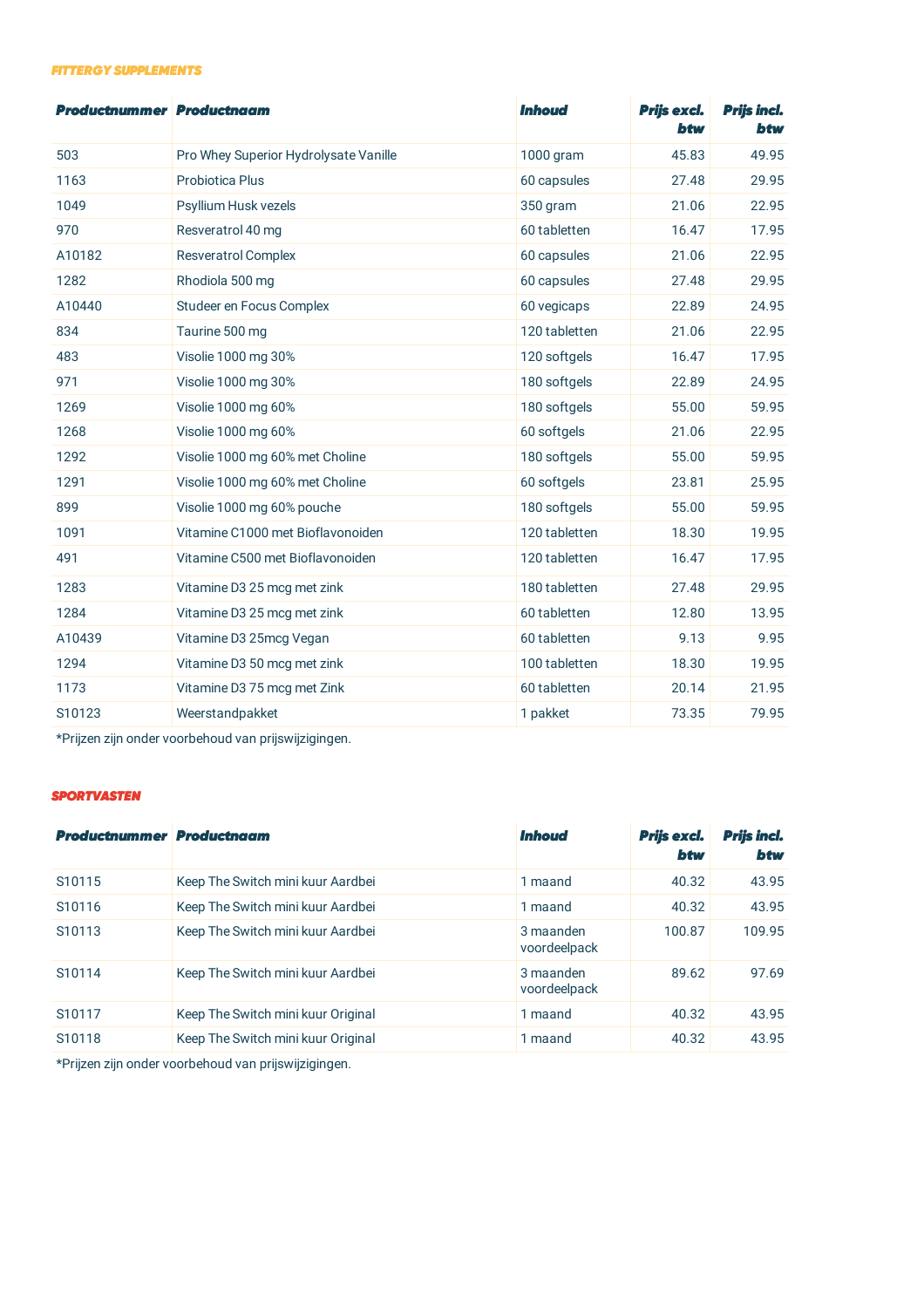## FITTERGY SUPPLEMENTS

| Productnummer | Productnaam | Inhoud | Prijs excl. btw | Prijs incl. btw |
|---|---|---|---|---|
| 503 | Pro Whey Superior Hydrolysate Vanille | 1000 gram | 45.83 | 49.95 |
| 1163 | Probiotica Plus | 60 capsules | 27.48 | 29.95 |
| 1049 | Psyllium Husk vezels | 350 gram | 21.06 | 22.95 |
| 970 | Resveratrol 40 mg | 60 tabletten | 16.47 | 17.95 |
| A10182 | Resveratrol Complex | 60 capsules | 21.06 | 22.95 |
| 1282 | Rhodiola 500 mg | 60 capsules | 27.48 | 29.95 |
| A10440 | Studeer en Focus Complex | 60 vegicaps | 22.89 | 24.95 |
| 834 | Taurine 500 mg | 120 tabletten | 21.06 | 22.95 |
| 483 | Visolie 1000 mg 30% | 120 softgels | 16.47 | 17.95 |
| 971 | Visolie 1000 mg 30% | 180 softgels | 22.89 | 24.95 |
| 1269 | Visolie 1000 mg 60% | 180 softgels | 55.00 | 59.95 |
| 1268 | Visolie 1000 mg 60% | 60 softgels | 21.06 | 22.95 |
| 1292 | Visolie 1000 mg 60% met Choline | 180 softgels | 55.00 | 59.95 |
| 1291 | Visolie 1000 mg 60% met Choline | 60 softgels | 23.81 | 25.95 |
| 899 | Visolie 1000 mg 60% pouche | 180 softgels | 55.00 | 59.95 |
| 1091 | Vitamine C1000 met Bioflavonoiden | 120 tabletten | 18.30 | 19.95 |
| 491 | Vitamine C500 met Bioflavonoiden | 120 tabletten | 16.47 | 17.95 |
| 1283 | Vitamine D3 25 mcg met zink | 180 tabletten | 27.48 | 29.95 |
| 1284 | Vitamine D3 25 mcg met zink | 60 tabletten | 12.80 | 13.95 |
| A10439 | Vitamine D3 25mcg Vegan | 60 tabletten | 9.13 | 9.95 |
| 1294 | Vitamine D3 50 mcg met zink | 100 tabletten | 18.30 | 19.95 |
| 1173 | Vitamine D3 75 mcg met Zink | 60 tabletten | 20.14 | 21.95 |
| S10123 | Weerstandpakket | 1 pakket | 73.35 | 79.95 |

*Prijzen zijn onder voorbehoud van prijswijzigingen.

## SPORTVASTEN

| Productnummer | Productnaam | Inhoud | Prijs excl. btw | Prijs incl. btw |
|---|---|---|---|---|
| S10115 | Keep The Switch mini kuur Aardbei | 1 maand | 40.32 | 43.95 |
| S10116 | Keep The Switch mini kuur Aardbei | 1 maand | 40.32 | 43.95 |
| S10113 | Keep The Switch mini kuur Aardbei | 3 maanden voordeelpack | 100.87 | 109.95 |
| S10114 | Keep The Switch mini kuur Aardbei | 3 maanden voordeelpack | 89.62 | 97.69 |
| S10117 | Keep The Switch mini kuur Original | 1 maand | 40.32 | 43.95 |
| S10118 | Keep The Switch mini kuur Original | 1 maand | 40.32 | 43.95 |

*Prijzen zijn onder voorbehoud van prijswijzigingen.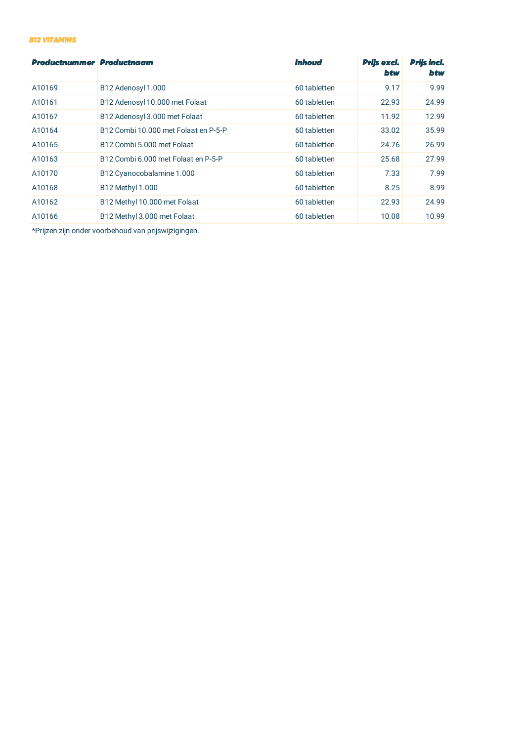### *B12 VITAMINS*

| Productnummer | Productnaam | Inhoud | Prijs excl. btw | Prijs incl. btw |
|---|---|---|---:|---:|
| A10169 | B12 Adenosyl 1.000 | 60 tabletten | 9.17 | 9.99 |
| A10161 | B12 Adenosyl 10.000 met Folaat | 60 tabletten | 22.93 | 24.99 |
| A10167 | B12 Adenosyl 3.000 met Folaat | 60 tabletten | 11.92 | 12.99 |
| A10164 | B12 Combi 10.000 met Folaat en P-5-P | 60 tabletten | 33.02 | 35.99 |
| A10165 | B12 Combi 5.000 met Folaat | 60 tabletten | 24.76 | 26.99 |
| A10163 | B12 Combi 6.000 met Folaat en P-5-P | 60 tabletten | 25.68 | 27.99 |
| A10170 | B12 Cyanocobalamine 1.000 | 60 tabletten | 7.33 | 7.99 |
| A10168 | B12 Methyl 1.000 | 60 tabletten | 8.25 | 8.99 |
| A10162 | B12 Methyl 10.000 met Folaat | 60 tabletten | 22.93 | 24.99 |
| A10166 | B12 Methyl 3.000 met Folaat | 60 tabletten | 10.08 | 10.99 |

*Prijzen zijn onder voorbehoud van prijswijzigingen.